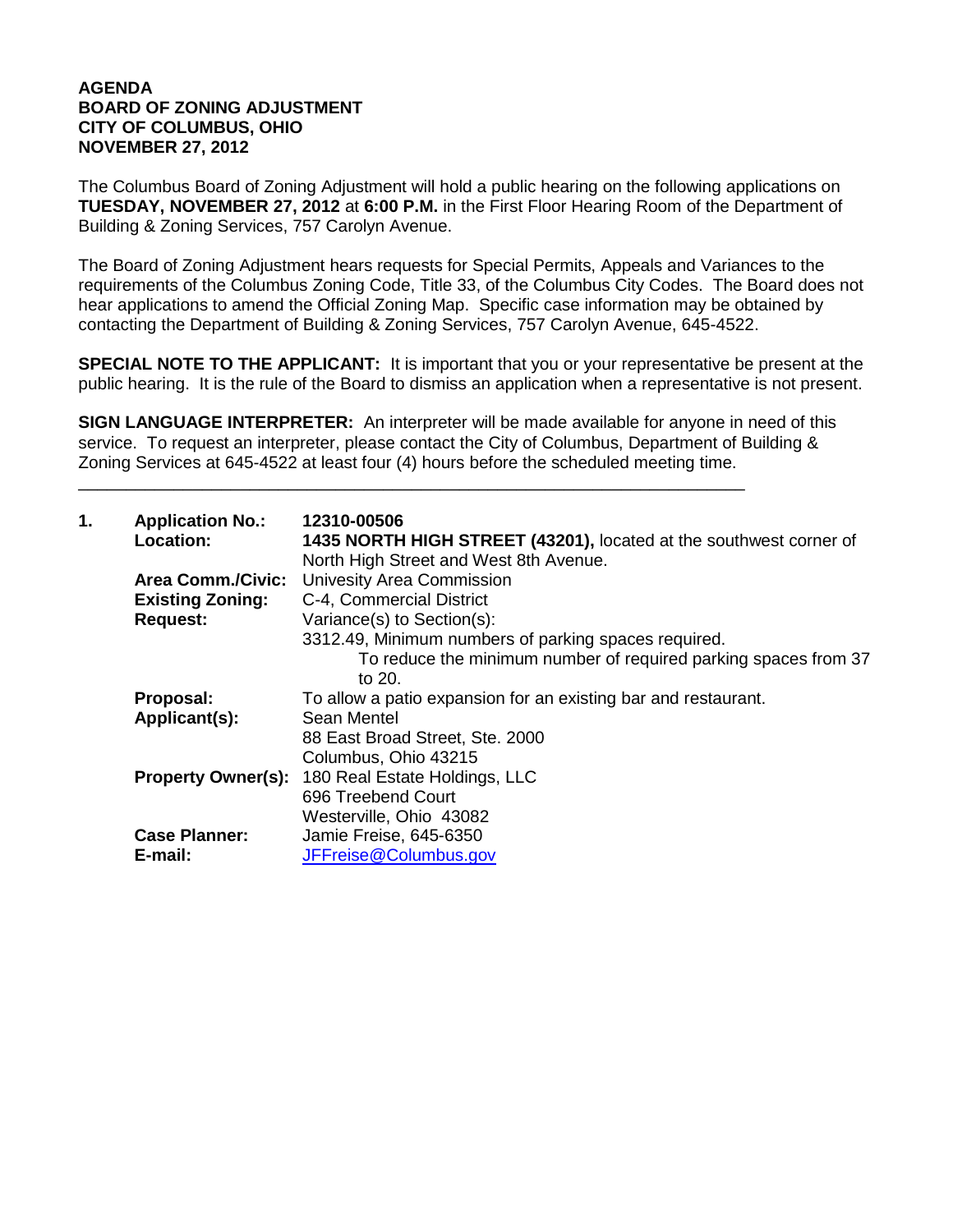**AGENDA**
**BOARD OF ZONING ADJUSTMENT**
**CITY OF COLUMBUS, OHIO**
**NOVEMBER 27, 2012**

The Columbus Board of Zoning Adjustment will hold a public hearing on the following applications on **TUESDAY, NOVEMBER 27, 2012** at **6:00 P.M.** in the First Floor Hearing Room of the Department of Building & Zoning Services, 757 Carolyn Avenue.

The Board of Zoning Adjustment hears requests for Special Permits, Appeals and Variances to the requirements of the Columbus Zoning Code, Title 33, of the Columbus City Codes. The Board does not hear applications to amend the Official Zoning Map. Specific case information may be obtained by contacting the Department of Building & Zoning Services, 757 Carolyn Avenue, 645-4522.

**SPECIAL NOTE TO THE APPLICANT:** It is important that you or your representative be present at the public hearing. It is the rule of the Board to dismiss an application when a representative is not present.

**SIGN LANGUAGE INTERPRETER:** An interpreter will be made available for anyone in need of this service. To request an interpreter, please contact the City of Columbus, Department of Building & Zoning Services at 645-4522 at least four (4) hours before the scheduled meeting time.

---

**1.**

**Application No.:** **12310-00506**
**Location:** **1435 NORTH HIGH STREET (43201),** located at the southwest corner of North High Street and West 8th Avenue.
**Area Comm./Civic:** Univesity Area Commission
**Existing Zoning:** C-4, Commercial District
**Request:** Variance(s) to Section(s):
3312.49, Minimum numbers of parking spaces required.
To reduce the minimum number of required parking spaces from 37 to 20.
**Proposal:** To allow a patio expansion for an existing bar and restaurant.
**Applicant(s):** Sean Mentel
88 East Broad Street, Ste. 2000
Columbus, Ohio 43215
**Property Owner(s):** 180 Real Estate Holdings, LLC
696 Treebend Court
Westerville, Ohio 43082
**Case Planner:** Jamie Freise, 645-6350
**E-mail:** JFFreise@Columbus.gov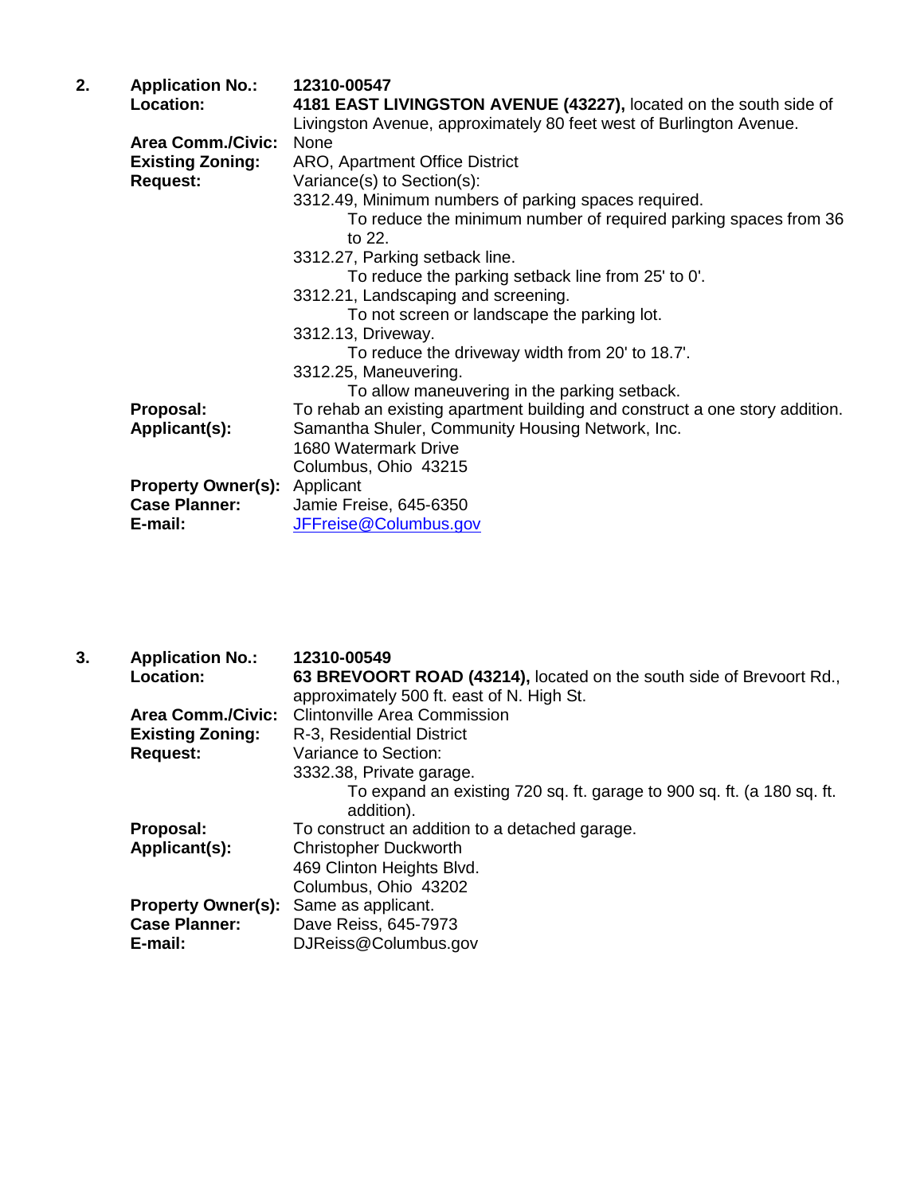**2.** **Application No.:** **12310-00547**

**Location:** **4181 EAST LIVINGSTON AVENUE (43227),** located on the south side of Livingston Avenue, approximately 80 feet west of Burlington Avenue.

**Area Comm./Civic:** None

**Existing Zoning:** ARO, Apartment Office District

**Request:** Variance(s) to Section(s):

3312.49, Minimum numbers of parking spaces required.
    To reduce the minimum number of required parking spaces from 36 to 22.

3312.27, Parking setback line.
    To reduce the parking setback line from 25' to 0'.

3312.21, Landscaping and screening.
    To not screen or landscape the parking lot.

3312.13, Driveway.
    To reduce the driveway width from 20' to 18.7'.

3312.25, Maneuvering.
    To allow maneuvering in the parking setback.

**Proposal:** To rehab an existing apartment building and construct a one story addition.

**Applicant(s):** Samantha Shuler, Community Housing Network, Inc.
1680 Watermark Drive
Columbus, Ohio 43215

**Property Owner(s):** Applicant

**Case Planner:** Jamie Freise, 645-6350

**E-mail:** JFFreise@Columbus.gov

**3.** **Application No.:** **12310-00549**

**Location:** **63 BREVOORT ROAD (43214),** located on the south side of Brevoort Rd., approximately 500 ft. east of N. High St.

**Area Comm./Civic:** Clintonville Area Commission

**Existing Zoning:** R-3, Residential District

**Request:** Variance to Section:

3332.38, Private garage.
    To expand an existing 720 sq. ft. garage to 900 sq. ft. (a 180 sq. ft. addition).

**Proposal:** To construct an addition to a detached garage.

**Applicant(s):** Christopher Duckworth
469 Clinton Heights Blvd.
Columbus, Ohio 43202

**Property Owner(s):** Same as applicant.

**Case Planner:** Dave Reiss, 645-7973

**E-mail:** DJReiss@Columbus.gov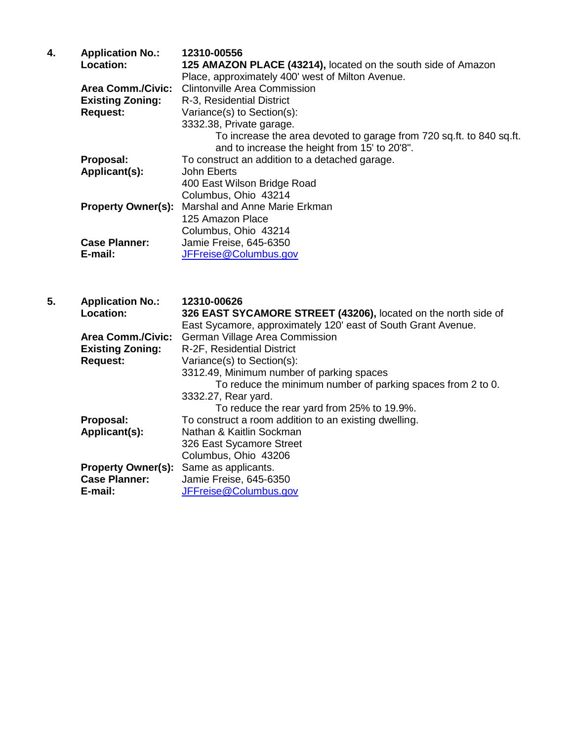**4.** **Application No.:** **12310-00556**

**Location:** **125 AMAZON PLACE (43214),** located on the south side of Amazon Place, approximately 400' west of Milton Avenue.

**Area Comm./Civic:** Clintonville Area Commission

**Existing Zoning:** R-3, Residential District

**Request:** Variance(s) to Section(s):

3332.38, Private garage.

To increase the area devoted to garage from 720 sq.ft. to 840 sq.ft. and to increase the height from 15' to 20'8".

**Proposal:** To construct an addition to a detached garage.

**Applicant(s):** John Eberts
400 East Wilson Bridge Road
Columbus, Ohio 43214

**Property Owner(s):** Marshal and Anne Marie Erkman
125 Amazon Place
Columbus, Ohio 43214

**Case Planner:** Jamie Freise, 645-6350

**E-mail:** JFFreise@Columbus.gov

**5.** **Application No.:** **12310-00626**

**Location:** **326 EAST SYCAMORE STREET (43206),** located on the north side of East Sycamore, approximately 120' east of South Grant Avenue.

**Area Comm./Civic:** German Village Area Commission

**Existing Zoning:** R-2F, Residential District

**Request:** Variance(s) to Section(s):

3312.49, Minimum number of parking spaces

To reduce the minimum number of parking spaces from 2 to 0.

3332.27, Rear yard.

To reduce the rear yard from 25% to 19.9%.

**Proposal:** To construct a room addition to an existing dwelling.

**Applicant(s):** Nathan & Kaitlin Sockman
326 East Sycamore Street
Columbus, Ohio 43206

**Property Owner(s):** Same as applicants.

**Case Planner:** Jamie Freise, 645-6350

**E-mail:** JFFreise@Columbus.gov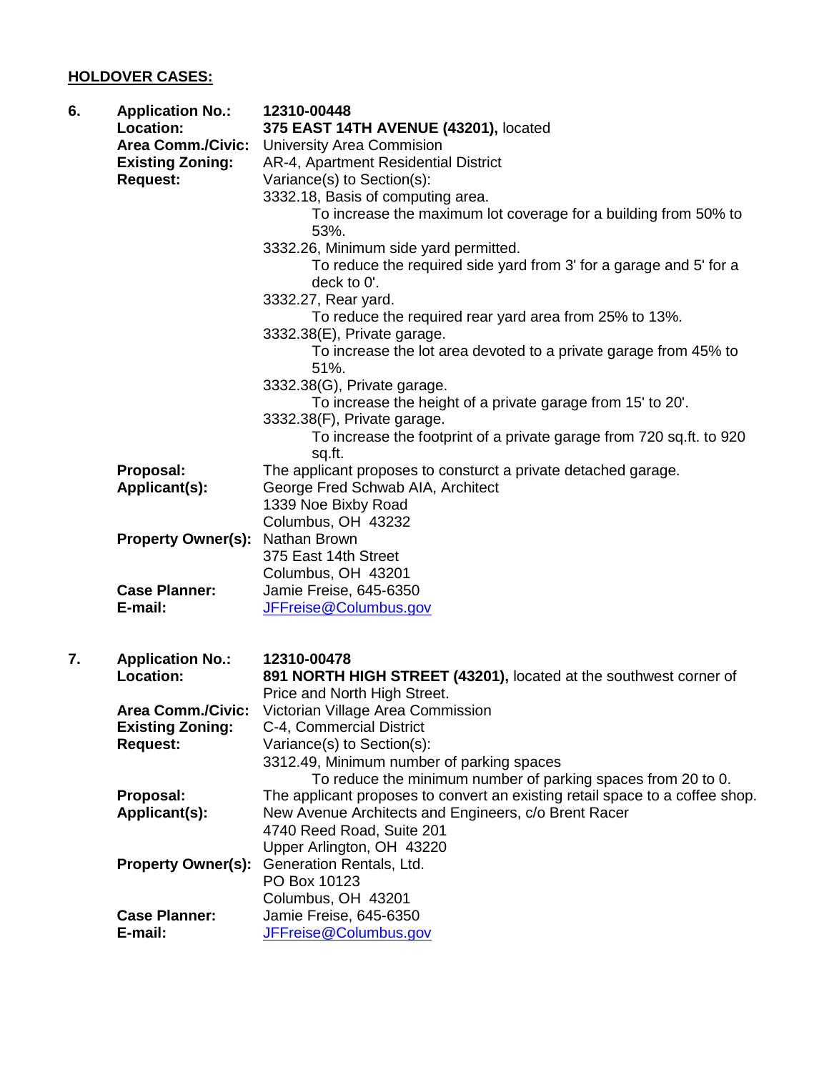**HOLDOVER CASES:**

**6.**

**Application No.:** **12310-00448**

**Location:** **375 EAST 14TH AVENUE (43201),** located

**Area Comm./Civic:** University Area Commision

**Existing Zoning:** AR-4, Apartment Residential District

**Request:** Variance(s) to Section(s):

3332.18, Basis of computing area.

To increase the maximum lot coverage for a building from 50% to 53%.

3332.26, Minimum side yard permitted.

To reduce the required side yard from 3' for a garage and 5' for a deck to 0'.

3332.27, Rear yard.

To reduce the required rear yard area from 25% to 13%.

3332.38(E), Private garage.

To increase the lot area devoted to a private garage from 45% to 51%.

3332.38(G), Private garage.

To increase the height of a private garage from 15' to 20'.

3332.38(F), Private garage.

To increase the footprint of a private garage from 720 sq.ft. to 920 sq.ft.

**Proposal:** The applicant proposes to consturct a private detached garage.

**Applicant(s):** George Fred Schwab AIA, Architect
1339 Noe Bixby Road
Columbus, OH 43232

**Property Owner(s):** Nathan Brown
375 East 14th Street
Columbus, OH 43201

**Case Planner:** Jamie Freise, 645-6350

**E-mail:** JFFreise@Columbus.gov

**7.**

**Application No.:** **12310-00478**

**Location:** **891 NORTH HIGH STREET (43201),** located at the southwest corner of Price and North High Street.

**Area Comm./Civic:** Victorian Village Area Commission

**Existing Zoning:** C-4, Commercial District

**Request:** Variance(s) to Section(s):

3312.49, Minimum number of parking spaces

To reduce the minimum number of parking spaces from 20 to 0.

**Proposal:** The applicant proposes to convert an existing retail space to a coffee shop.

**Applicant(s):** New Avenue Architects and Engineers, c/o Brent Racer
4740 Reed Road, Suite 201
Upper Arlington, OH 43220

**Property Owner(s):** Generation Rentals, Ltd.
PO Box 10123
Columbus, OH 43201

**Case Planner:** Jamie Freise, 645-6350

**E-mail:** JFFreise@Columbus.gov